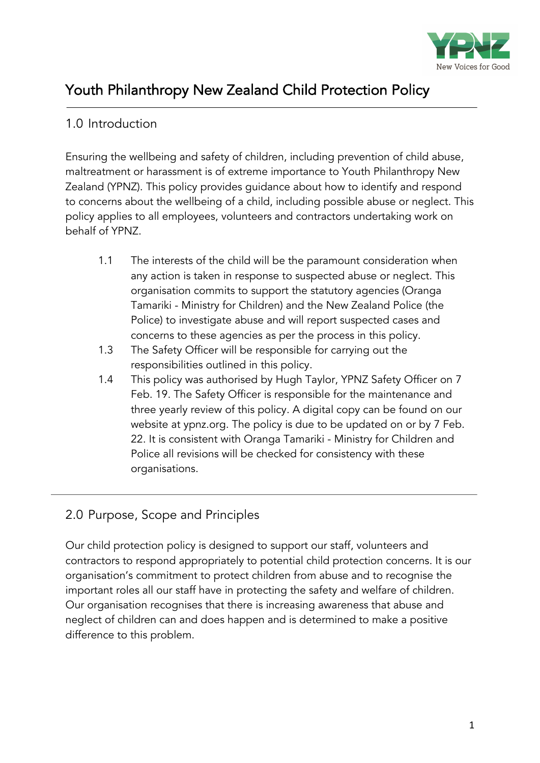# Youth Philanthropy New Zealand Child Protection Policy

## 1.0 Introduction

Ensuring the wellbeing and safety of children, including prevention of child abuse, maltreatment or harassment is of extreme importance to Youth Philanthropy New Zealand (YPNZ). This policy provides guidance about how to identify and respond to concerns about the wellbeing of a child, including possible abuse or neglect. This policy applies to all employees, volunteers and contractors undertaking work on behalf of YPNZ.

1.1 The interests of the child will be the paramount consideration when any action is taken in response to suspected abuse or neglect. This organisation commits to support the statutory agencies (Oranga Tamariki - Ministry for Children) and the New Zealand Police (the Police) to investigate abuse and will report suspected cases and concerns to these agencies as per the process in this policy.

1.3 The Safety Officer will be responsible for carrying out the responsibilities outlined in this policy.

1.4 This policy was authorised by Hugh Taylor, YPNZ Safety Officer on 7 Feb. 19. The Safety Officer is responsible for the maintenance and three yearly review of this policy. A digital copy can be found on our website at ypnz.org. The policy is due to be updated on or by 7 Feb. 22. It is consistent with Oranga Tamariki - Ministry for Children and Police all revisions will be checked for consistency with these organisations.

## 2.0 Purpose, Scope and Principles

Our child protection policy is designed to support our staff, volunteers and contractors to respond appropriately to potential child protection concerns. It is our organisation's commitment to protect children from abuse and to recognise the important roles all our staff have in protecting the safety and welfare of children. Our organisation recognises that there is increasing awareness that abuse and neglect of children can and does happen and is determined to make a positive difference to this problem.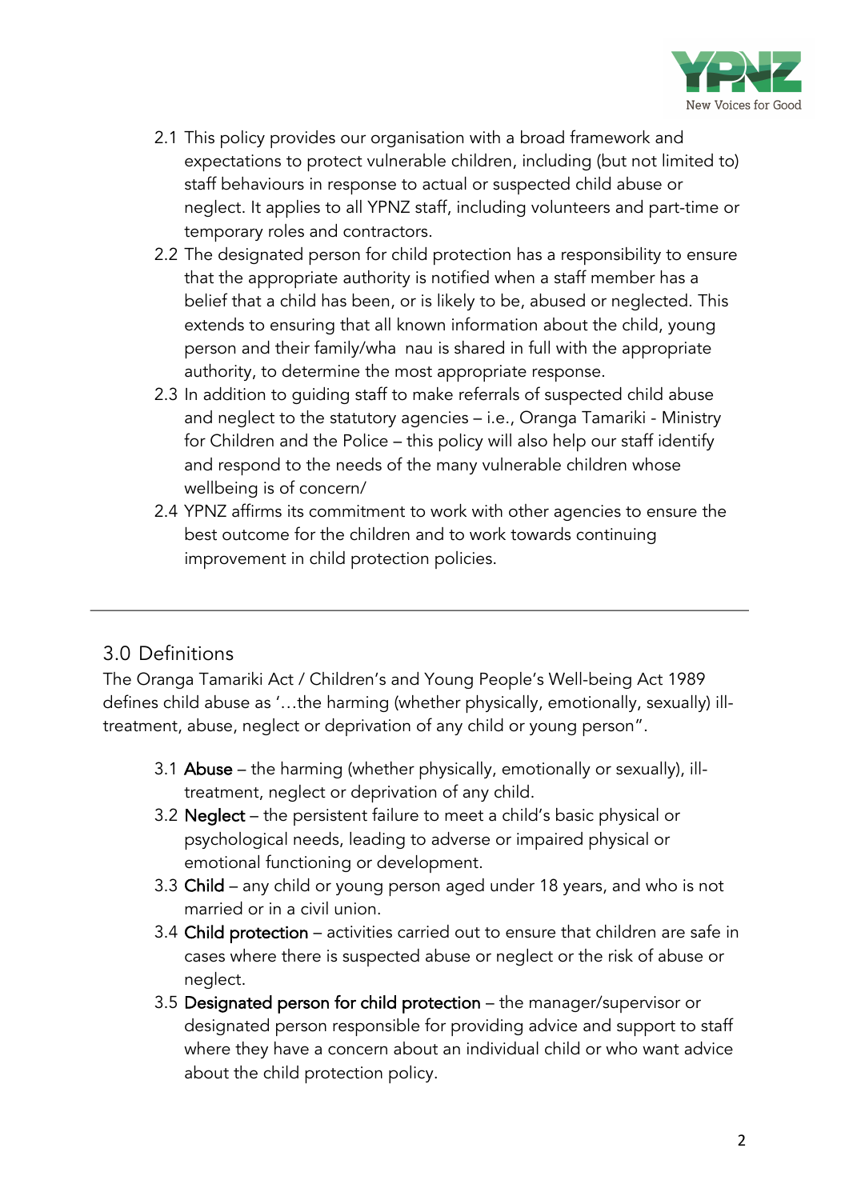2.1 This policy provides our organisation with a broad framework and expectations to protect vulnerable children, including (but not limited to) staff behaviours in response to actual or suspected child abuse or neglect. It applies to all YPNZ staff, including volunteers and part-time or temporary roles and contractors.

2.2 The designated person for child protection has a responsibility to ensure that the appropriate authority is notified when a staff member has a belief that a child has been, or is likely to be, abused or neglected. This extends to ensuring that all known information about the child, young person and their family/wha nau is shared in full with the appropriate authority, to determine the most appropriate response.

2.3 In addition to guiding staff to make referrals of suspected child abuse and neglect to the statutory agencies – i.e., Oranga Tamariki - Ministry for Children and the Police – this policy will also help our staff identify and respond to the needs of the many vulnerable children whose wellbeing is of concern/

2.4 YPNZ affirms its commitment to work with other agencies to ensure the best outcome for the children and to work towards continuing improvement in child protection policies.

---

## 3.0 Definitions

The Oranga Tamariki Act / Children's and Young People's Well-being Act 1989 defines child abuse as '…the harming (whether physically, emotionally, sexually) ill-treatment, abuse, neglect or deprivation of any child or young person".

3.1 **Abuse** – the harming (whether physically, emotionally or sexually), ill-treatment, neglect or deprivation of any child.

3.2 **Neglect** – the persistent failure to meet a child's basic physical or psychological needs, leading to adverse or impaired physical or emotional functioning or development.

3.3 **Child** – any child or young person aged under 18 years, and who is not married or in a civil union.

3.4 **Child protection** – activities carried out to ensure that children are safe in cases where there is suspected abuse or neglect or the risk of abuse or neglect.

3.5 **Designated person for child protection** – the manager/supervisor or designated person responsible for providing advice and support to staff where they have a concern about an individual child or who want advice about the child protection policy.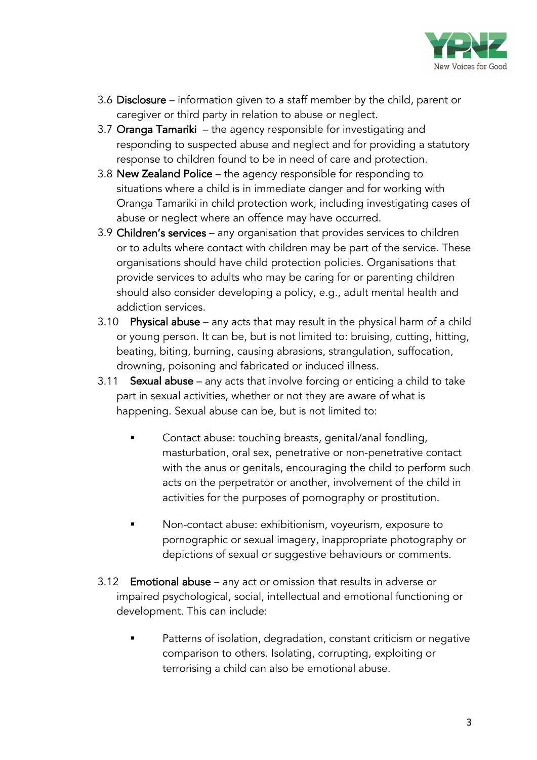3.6 **Disclosure** – information given to a staff member by the child, parent or caregiver or third party in relation to abuse or neglect.

3.7 **Oranga Tamariki** – the agency responsible for investigating and responding to suspected abuse and neglect and for providing a statutory response to children found to be in need of care and protection.

3.8 **New Zealand Police** – the agency responsible for responding to situations where a child is in immediate danger and for working with Oranga Tamariki in child protection work, including investigating cases of abuse or neglect where an offence may have occurred.

3.9 **Children's services** – any organisation that provides services to children or to adults where contact with children may be part of the service. These organisations should have child protection policies. Organisations that provide services to adults who may be caring for or parenting children should also consider developing a policy, e.g., adult mental health and addiction services.

3.10 **Physical abuse** – any acts that may result in the physical harm of a child or young person. It can be, but is not limited to: bruising, cutting, hitting, beating, biting, burning, causing abrasions, strangulation, suffocation, drowning, poisoning and fabricated or induced illness.

3.11 **Sexual abuse** – any acts that involve forcing or enticing a child to take part in sexual activities, whether or not they are aware of what is happening. Sexual abuse can be, but is not limited to:

- Contact abuse: touching breasts, genital/anal fondling, masturbation, oral sex, penetrative or non-penetrative contact with the anus or genitals, encouraging the child to perform such acts on the perpetrator or another, involvement of the child in activities for the purposes of pornography or prostitution.

- Non-contact abuse: exhibitionism, voyeurism, exposure to pornographic or sexual imagery, inappropriate photography or depictions of sexual or suggestive behaviours or comments.

3.12 **Emotional abuse** – any act or omission that results in adverse or impaired psychological, social, intellectual and emotional functioning or development. This can include:

- Patterns of isolation, degradation, constant criticism or negative comparison to others. Isolating, corrupting, exploiting or terrorising a child can also be emotional abuse.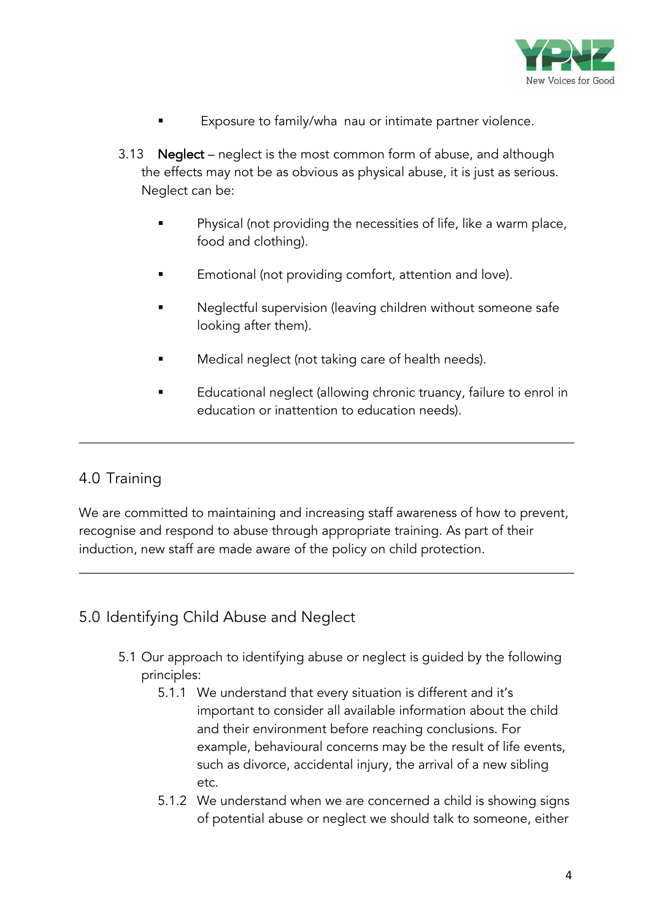- Exposure to family/wha nau or intimate partner violence.

3.13 **Neglect** – neglect is the most common form of abuse, and although the effects may not be as obvious as physical abuse, it is just as serious. Neglect can be:

- Physical (not providing the necessities of life, like a warm place, food and clothing).
- Emotional (not providing comfort, attention and love).
- Neglectful supervision (leaving children without someone safe looking after them).
- Medical neglect (not taking care of health needs).
- Educational neglect (allowing chronic truancy, failure to enrol in education or inattention to education needs).

---

## 4.0 Training

We are committed to maintaining and increasing staff awareness of how to prevent, recognise and respond to abuse through appropriate training. As part of their induction, new staff are made aware of the policy on child protection.

---

## 5.0 Identifying Child Abuse and Neglect

5.1 Our approach to identifying abuse or neglect is guided by the following principles:

5.1.1 We understand that every situation is different and it's important to consider all available information about the child and their environment before reaching conclusions. For example, behavioural concerns may be the result of life events, such as divorce, accidental injury, the arrival of a new sibling etc.

5.1.2 We understand when we are concerned a child is showing signs of potential abuse or neglect we should talk to someone, either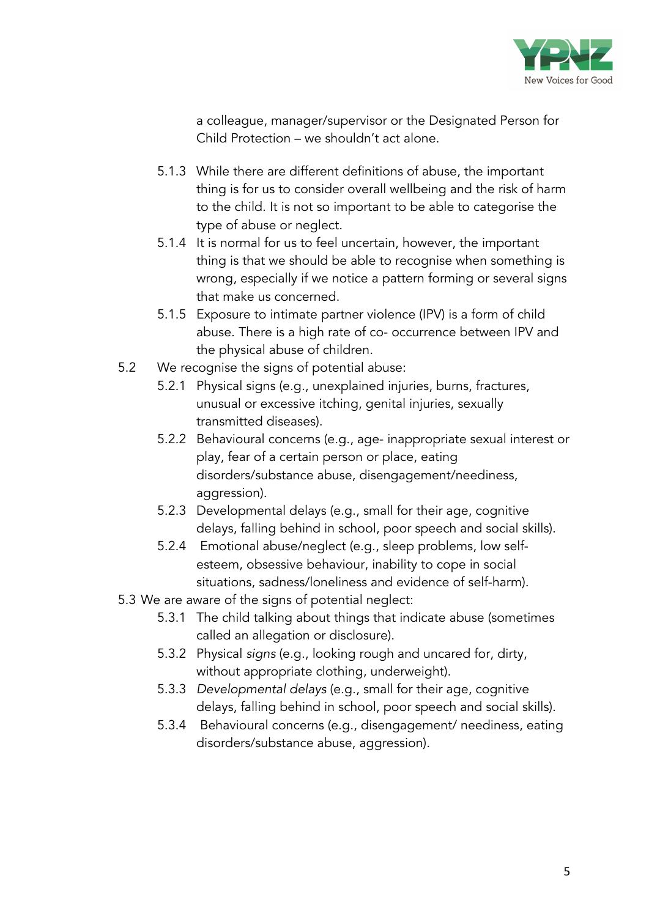a colleague, manager/supervisor or the Designated Person for Child Protection – we shouldn't act alone.

- 5.1.3 While there are different definitions of abuse, the important thing is for us to consider overall wellbeing and the risk of harm to the child. It is not so important to be able to categorise the type of abuse or neglect.
- 5.1.4 It is normal for us to feel uncertain, however, the important thing is that we should be able to recognise when something is wrong, especially if we notice a pattern forming or several signs that make us concerned.
- 5.1.5 Exposure to intimate partner violence (IPV) is a form of child abuse. There is a high rate of co- occurrence between IPV and the physical abuse of children.

5.2 We recognise the signs of potential abuse:

- 5.2.1 Physical signs (e.g., unexplained injuries, burns, fractures, unusual or excessive itching, genital injuries, sexually transmitted diseases).
- 5.2.2 Behavioural concerns (e.g., age- inappropriate sexual interest or play, fear of a certain person or place, eating disorders/substance abuse, disengagement/neediness, aggression).
- 5.2.3 Developmental delays (e.g., small for their age, cognitive delays, falling behind in school, poor speech and social skills).
- 5.2.4 Emotional abuse/neglect (e.g., sleep problems, low self-esteem, obsessive behaviour, inability to cope in social situations, sadness/loneliness and evidence of self-harm).

5.3 We are aware of the signs of potential neglect:

- 5.3.1 The child talking about things that indicate abuse (sometimes called an allegation or disclosure).
- 5.3.2 Physical *signs* (e.g., looking rough and uncared for, dirty, without appropriate clothing, underweight).
- 5.3.3 *Developmental delays* (e.g., small for their age, cognitive delays, falling behind in school, poor speech and social skills).
- 5.3.4 Behavioural concerns (e.g., disengagement/ neediness, eating disorders/substance abuse, aggression).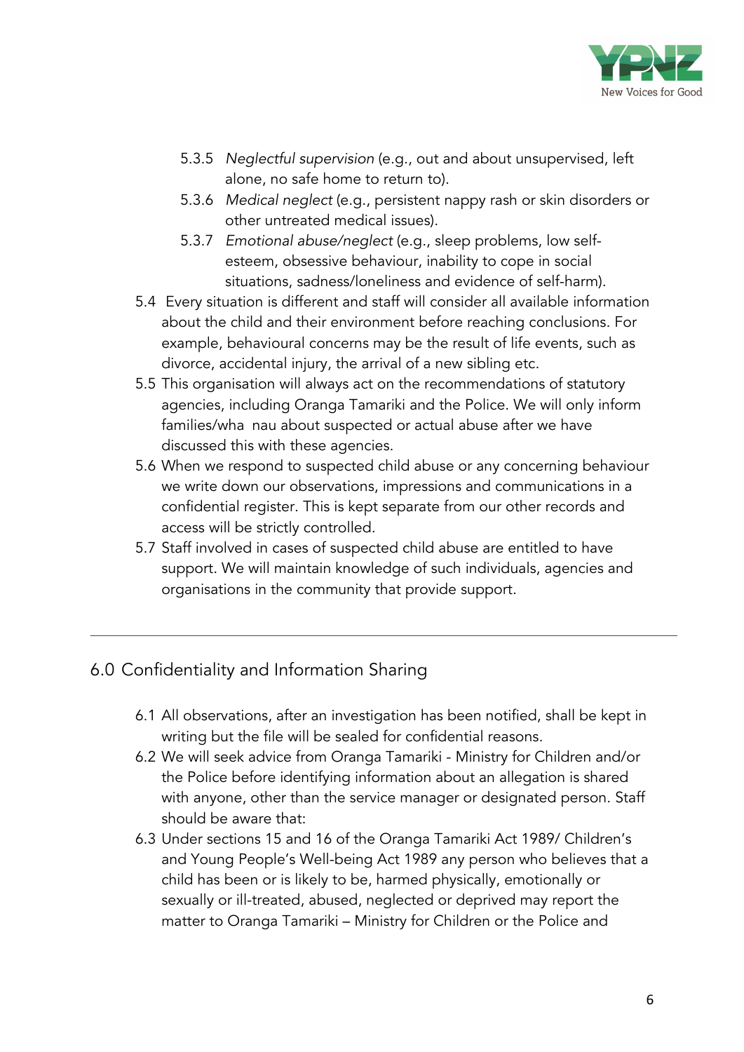- 5.3.5 *Neglectful supervision* (e.g., out and about unsupervised, left alone, no safe home to return to).
- 5.3.6 *Medical neglect* (e.g., persistent nappy rash or skin disorders or other untreated medical issues).
- 5.3.7 *Emotional abuse/neglect* (e.g., sleep problems, low self-esteem, obsessive behaviour, inability to cope in social situations, sadness/loneliness and evidence of self-harm).

5.4 Every situation is different and staff will consider all available information about the child and their environment before reaching conclusions. For example, behavioural concerns may be the result of life events, such as divorce, accidental injury, the arrival of a new sibling etc.

5.5 This organisation will always act on the recommendations of statutory agencies, including Oranga Tamariki and the Police. We will only inform families/wha nau about suspected or actual abuse after we have discussed this with these agencies.

5.6 When we respond to suspected child abuse or any concerning behaviour we write down our observations, impressions and communications in a confidential register. This is kept separate from our other records and access will be strictly controlled.

5.7 Staff involved in cases of suspected child abuse are entitled to have support. We will maintain knowledge of such individuals, agencies and organisations in the community that provide support.

---

## 6.0 Confidentiality and Information Sharing

6.1 All observations, after an investigation has been notified, shall be kept in writing but the file will be sealed for confidential reasons.

6.2 We will seek advice from Oranga Tamariki - Ministry for Children and/or the Police before identifying information about an allegation is shared with anyone, other than the service manager or designated person. Staff should be aware that:

6.3 Under sections 15 and 16 of the Oranga Tamariki Act 1989/ Children's and Young People's Well-being Act 1989 any person who believes that a child has been or is likely to be, harmed physically, emotionally or sexually or ill-treated, abused, neglected or deprived may report the matter to Oranga Tamariki – Ministry for Children or the Police and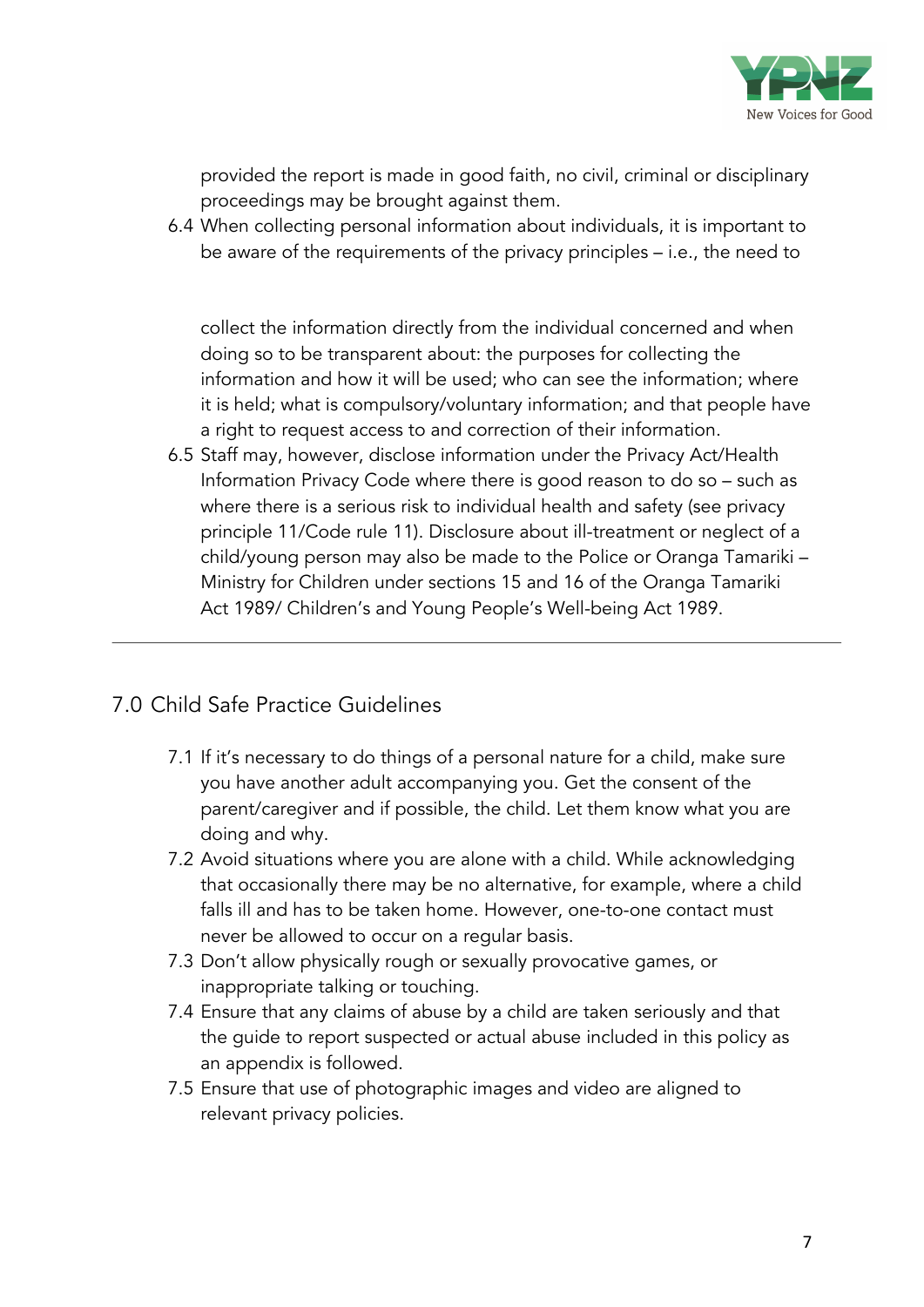provided the report is made in good faith, no civil, criminal or disciplinary proceedings may be brought against them.

6.4 When collecting personal information about individuals, it is important to be aware of the requirements of the privacy principles – i.e., the need to collect the information directly from the individual concerned and when doing so to be transparent about: the purposes for collecting the information and how it will be used; who can see the information; where it is held; what is compulsory/voluntary information; and that people have a right to request access to and correction of their information.

6.5 Staff may, however, disclose information under the Privacy Act/Health Information Privacy Code where there is good reason to do so – such as where there is a serious risk to individual health and safety (see privacy principle 11/Code rule 11). Disclosure about ill-treatment or neglect of a child/young person may also be made to the Police or Oranga Tamariki – Ministry for Children under sections 15 and 16 of the Oranga Tamariki Act 1989/ Children's and Young People's Well-being Act 1989.

---

## 7.0 Child Safe Practice Guidelines

7.1 If it's necessary to do things of a personal nature for a child, make sure you have another adult accompanying you. Get the consent of the parent/caregiver and if possible, the child. Let them know what you are doing and why.

7.2 Avoid situations where you are alone with a child. While acknowledging that occasionally there may be no alternative, for example, where a child falls ill and has to be taken home. However, one-to-one contact must never be allowed to occur on a regular basis.

7.3 Don't allow physically rough or sexually provocative games, or inappropriate talking or touching.

7.4 Ensure that any claims of abuse by a child are taken seriously and that the guide to report suspected or actual abuse included in this policy as an appendix is followed.

7.5 Ensure that use of photographic images and video are aligned to relevant privacy policies.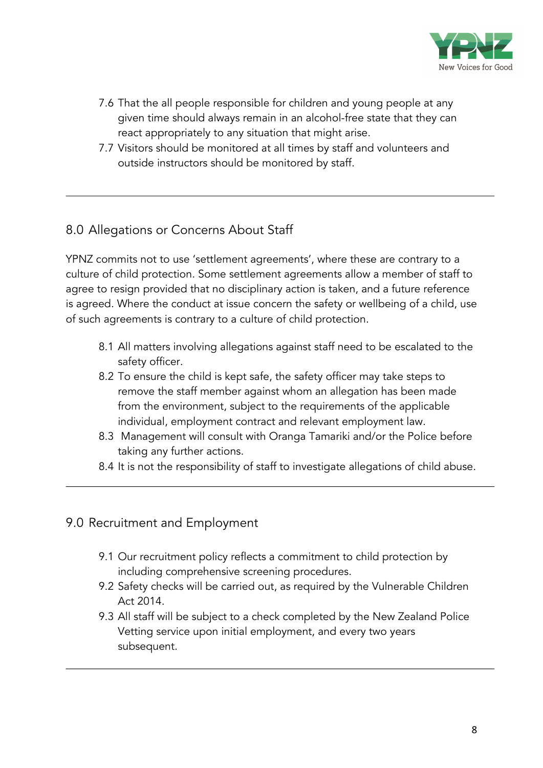7.6 That the all people responsible for children and young people at any given time should always remain in an alcohol-free state that they can react appropriately to any situation that might arise.

7.7 Visitors should be monitored at all times by staff and volunteers and outside instructors should be monitored by staff.

---

## 8.0 Allegations or Concerns About Staff

YPNZ commits not to use 'settlement agreements', where these are contrary to a culture of child protection. Some settlement agreements allow a member of staff to agree to resign provided that no disciplinary action is taken, and a future reference is agreed. Where the conduct at issue concern the safety or wellbeing of a child, use of such agreements is contrary to a culture of child protection.

8.1 All matters involving allegations against staff need to be escalated to the safety officer.

8.2 To ensure the child is kept safe, the safety officer may take steps to remove the staff member against whom an allegation has been made from the environment, subject to the requirements of the applicable individual, employment contract and relevant employment law.

8.3 Management will consult with Oranga Tamariki and/or the Police before taking any further actions.

8.4 It is not the responsibility of staff to investigate allegations of child abuse.

---

## 9.0 Recruitment and Employment

9.1 Our recruitment policy reflects a commitment to child protection by including comprehensive screening procedures.

9.2 Safety checks will be carried out, as required by the Vulnerable Children Act 2014.

9.3 All staff will be subject to a check completed by the New Zealand Police Vetting service upon initial employment, and every two years subsequent.

---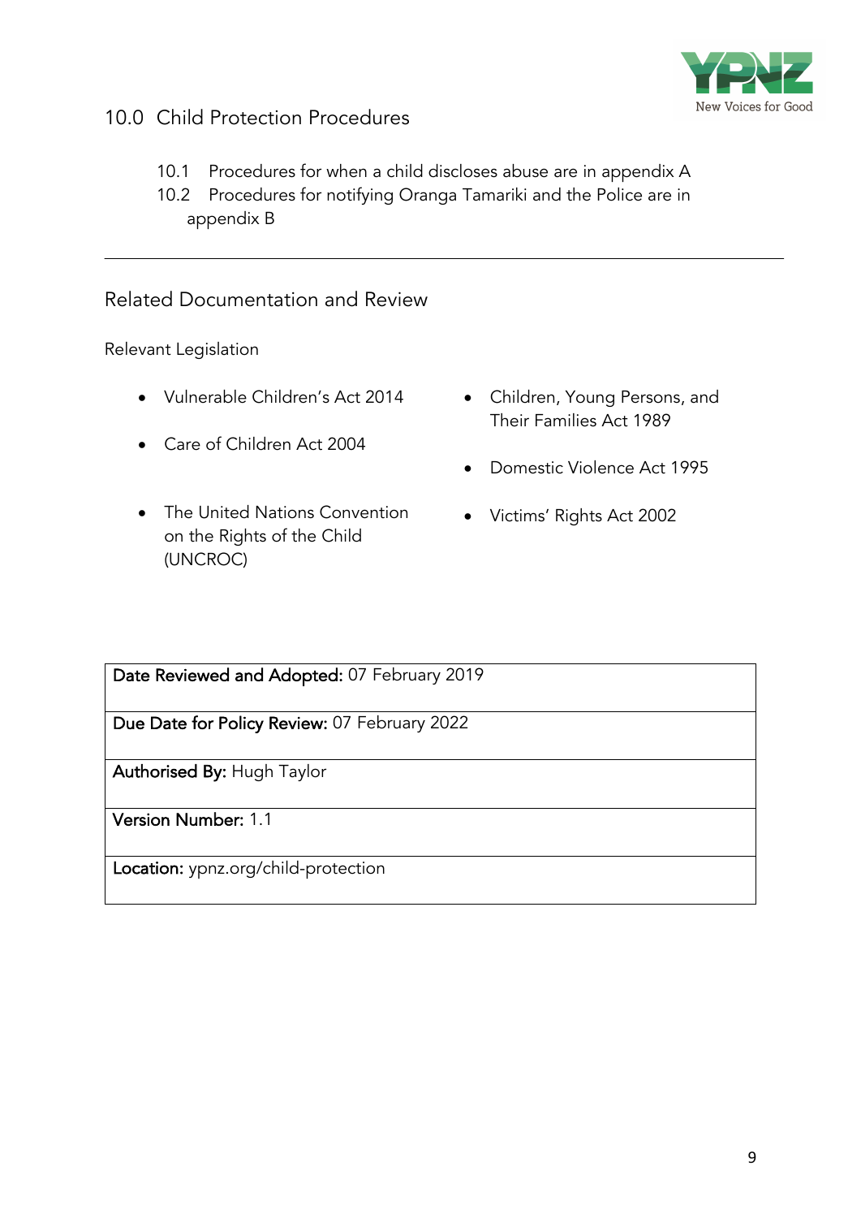## 10.0 Child Protection Procedures

10.1 Procedures for when a child discloses abuse are in appendix A

10.2 Procedures for notifying Oranga Tamariki and the Police are in appendix B

---

## Related Documentation and Review

Relevant Legislation

- Vulnerable Children's Act 2014
- Care of Children Act 2004
- The United Nations Convention on the Rights of the Child (UNCROC)
- Children, Young Persons, and Their Families Act 1989
- Domestic Violence Act 1995
- Victims' Rights Act 2002

| **Date Reviewed and Adopted:** 07 February 2019 |
|---|
| **Due Date for Policy Review:** 07 February 2022 |
| **Authorised By:** Hugh Taylor |
| **Version Number:** 1.1 |
| **Location:** ypnz.org/child-protection |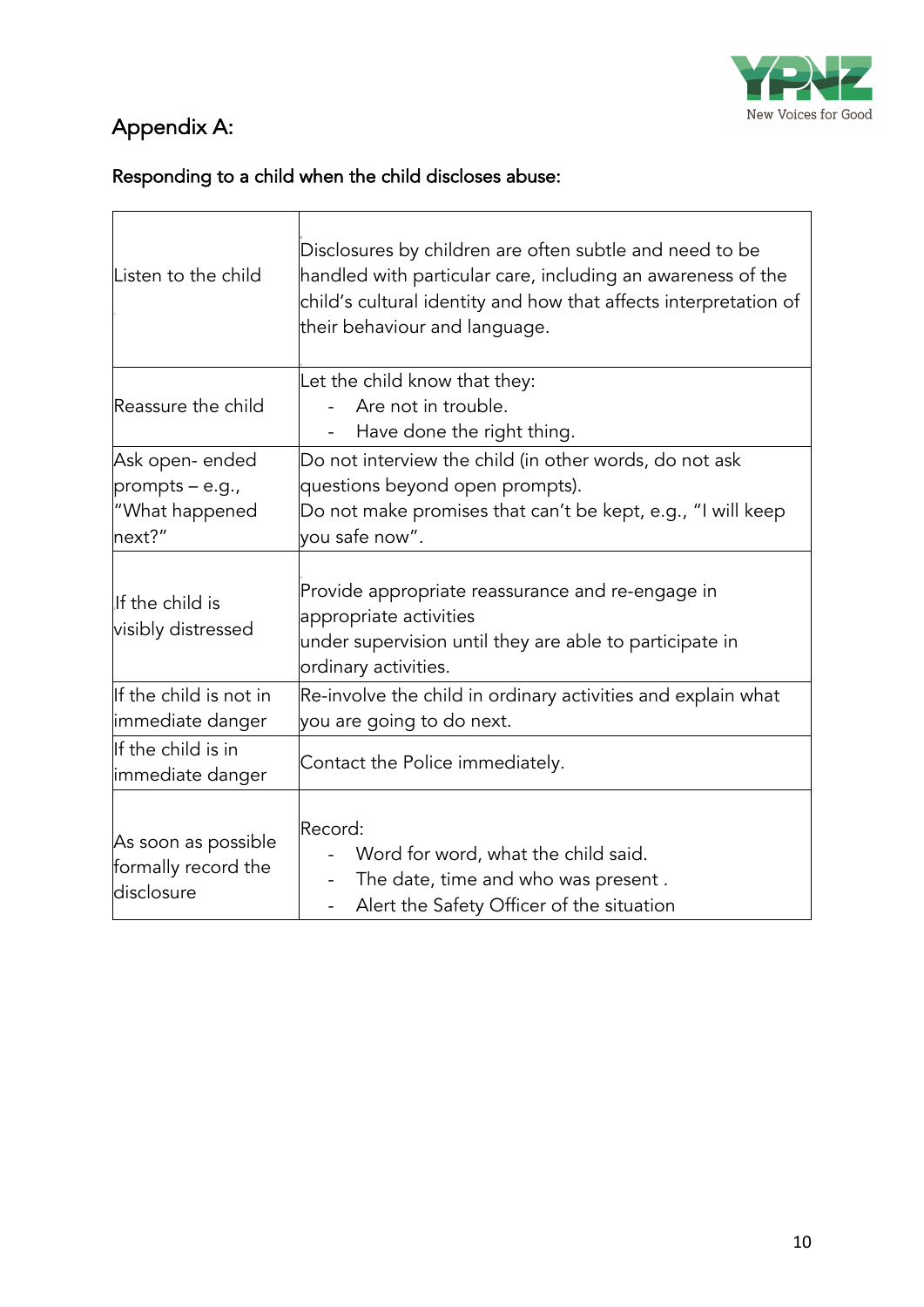# Appendix A:

## Responding to a child when the child discloses abuse:

| | |
|---|---|
| Listen to the child | Disclosures by children are often subtle and need to be handled with particular care, including an awareness of the child's cultural identity and how that affects interpretation of their behaviour and language. |
| Reassure the child | Let the child know that they:<br>- Are not in trouble.<br>- Have done the right thing. |
| Ask open- ended prompts – e.g., "What happened next?" | Do not interview the child (in other words, do not ask questions beyond open prompts).<br>Do not make promises that can't be kept, e.g., "I will keep you safe now". |
| If the child is visibly distressed | Provide appropriate reassurance and re-engage in appropriate activities under supervision until they are able to participate in ordinary activities. |
| If the child is not in immediate danger | Re-involve the child in ordinary activities and explain what you are going to do next. |
| If the child is in immediate danger | Contact the Police immediately. |
| As soon as possible formally record the disclosure | Record:<br>- Word for word, what the child said.<br>- The date, time and who was present .<br>- Alert the Safety Officer of the situation |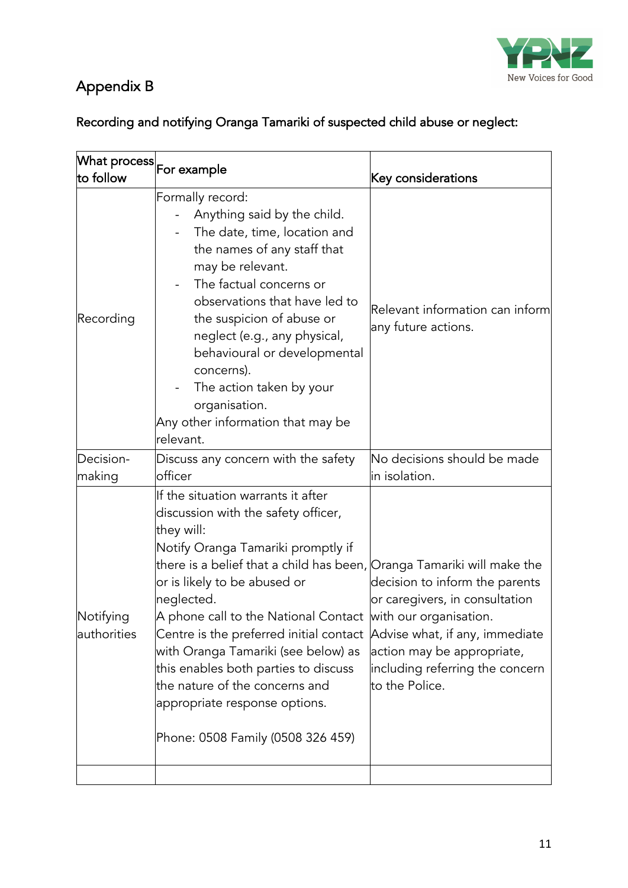# Appendix B

## Recording and notifying Oranga Tamariki of suspected child abuse or neglect:

| What process to follow | For example | Key considerations |
|---|---|---|
| Recording | Formally record:<br>- Anything said by the child.<br>- The date, time, location and the names of any staff that may be relevant.<br>- The factual concerns or observations that have led to the suspicion of abuse or neglect (e.g., any physical, behavioural or developmental concerns).<br>- The action taken by your organisation.<br>Any other information that may be relevant. | Relevant information can inform any future actions. |
| Decision-making | Discuss any concern with the safety officer | No decisions should be made in isolation. |
| Notifying authorities | If the situation warrants it after discussion with the safety officer, they will:<br>Notify Oranga Tamariki promptly if there is a belief that a child has been, or is likely to be abused or neglected.<br>A phone call to the National Contact Centre is the preferred initial contact with Oranga Tamariki (see below) as this enables both parties to discuss the nature of the concerns and appropriate response options.<br><br>Phone: 0508 Family (0508 326 459) | Oranga Tamariki will make the decision to inform the parents or caregivers, in consultation with our organisation.<br>Advise what, if any, immediate action may be appropriate, including referring the concern to the Police. |
| | | |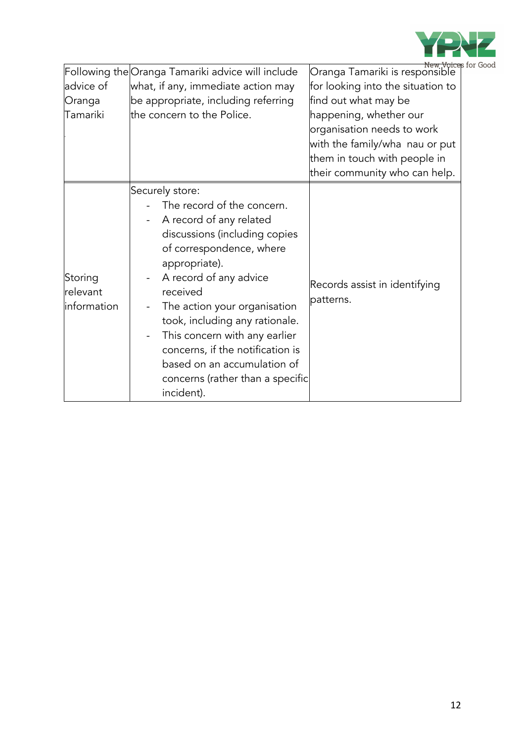| | | |
|---|---|---|
| Following the advice of Oranga Tamariki | Oranga Tamariki advice will include what, if any, immediate action may be appropriate, including referring the concern to the Police. | Oranga Tamariki is responsible for looking into the situation to find out what may be happening, whether our organisation needs to work with the family/wha nau or put them in touch with people in their community who can help. |
| Storing relevant information | Securely store:<br>- The record of the concern.<br>- A record of any related discussions (including copies of correspondence, where appropriate).<br>- A record of any advice received<br>- The action your organisation took, including any rationale.<br>- This concern with any earlier concerns, if the notification is based on an accumulation of concerns (rather than a specific incident). | Records assist in identifying patterns. |